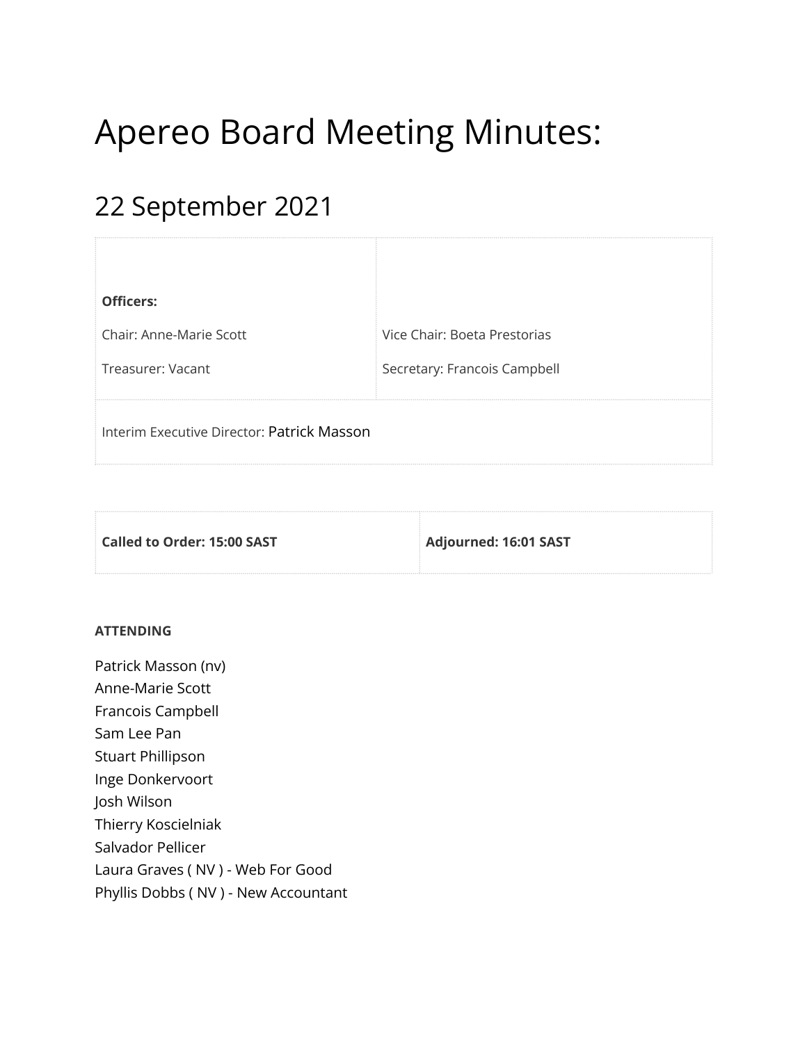# Apereo Board Meeting Minutes:

## 22 September 2021

| **Officers:** | |
| --- | --- |
| Chair: Anne-Marie Scott | Vice Chair: Boeta Prestorias |
| Treasurer: Vacant | Secretary: Francois Campbell |
| Interim Executive Director: Patrick Masson | |

| **Called to Order: 15:00 SAST** | **Adjourned: 16:01 SAST** |
| --- | --- |

**ATTENDING**

Patrick Masson (nv)
Anne-Marie Scott
Francois Campbell
Sam Lee Pan
Stuart Phillipson
Inge Donkervoort
Josh Wilson
Thierry Koscielniak
Salvador Pellicer
Laura Graves ( NV ) - Web For Good
Phyllis Dobbs ( NV ) - New Accountant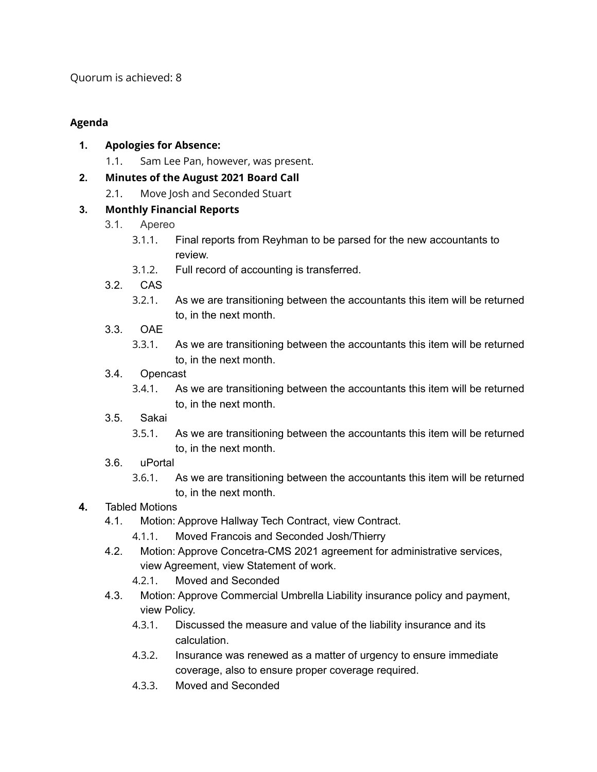Quorum is achieved: 8

**Agenda**

1. **Apologies for Absence:**
   1.1. Sam Lee Pan, however, was present.
2. **Minutes of the August 2021 Board Call**
   2.1. Move Josh and Seconded Stuart
3. **Monthly Financial Reports**
   3.1. Apereo
      3.1.1. Final reports from Reyhman to be parsed for the new accountants to review.
      3.1.2. Full record of accounting is transferred.
   3.2. CAS
      3.2.1. As we are transitioning between the accountants this item will be returned to, in the next month.
   3.3. OAE
      3.3.1. As we are transitioning between the accountants this item will be returned to, in the next month.
   3.4. Opencast
      3.4.1. As we are transitioning between the accountants this item will be returned to, in the next month.
   3.5. Sakai
      3.5.1. As we are transitioning between the accountants this item will be returned to, in the next month.
   3.6. uPortal
      3.6.1. As we are transitioning between the accountants this item will be returned to, in the next month.
4. Tabled Motions
   4.1. Motion: Approve Hallway Tech Contract, view Contract.
      4.1.1. Moved Francois and Seconded Josh/Thierry
   4.2. Motion: Approve Concetra-CMS 2021 agreement for administrative services, view Agreement, view Statement of work.
      4.2.1. Moved and Seconded
   4.3. Motion: Approve Commercial Umbrella Liability insurance policy and payment, view Policy.
      4.3.1. Discussed the measure and value of the liability insurance and its calculation.
      4.3.2. Insurance was renewed as a matter of urgency to ensure immediate coverage, also to ensure proper coverage required.
      4.3.3. Moved and Seconded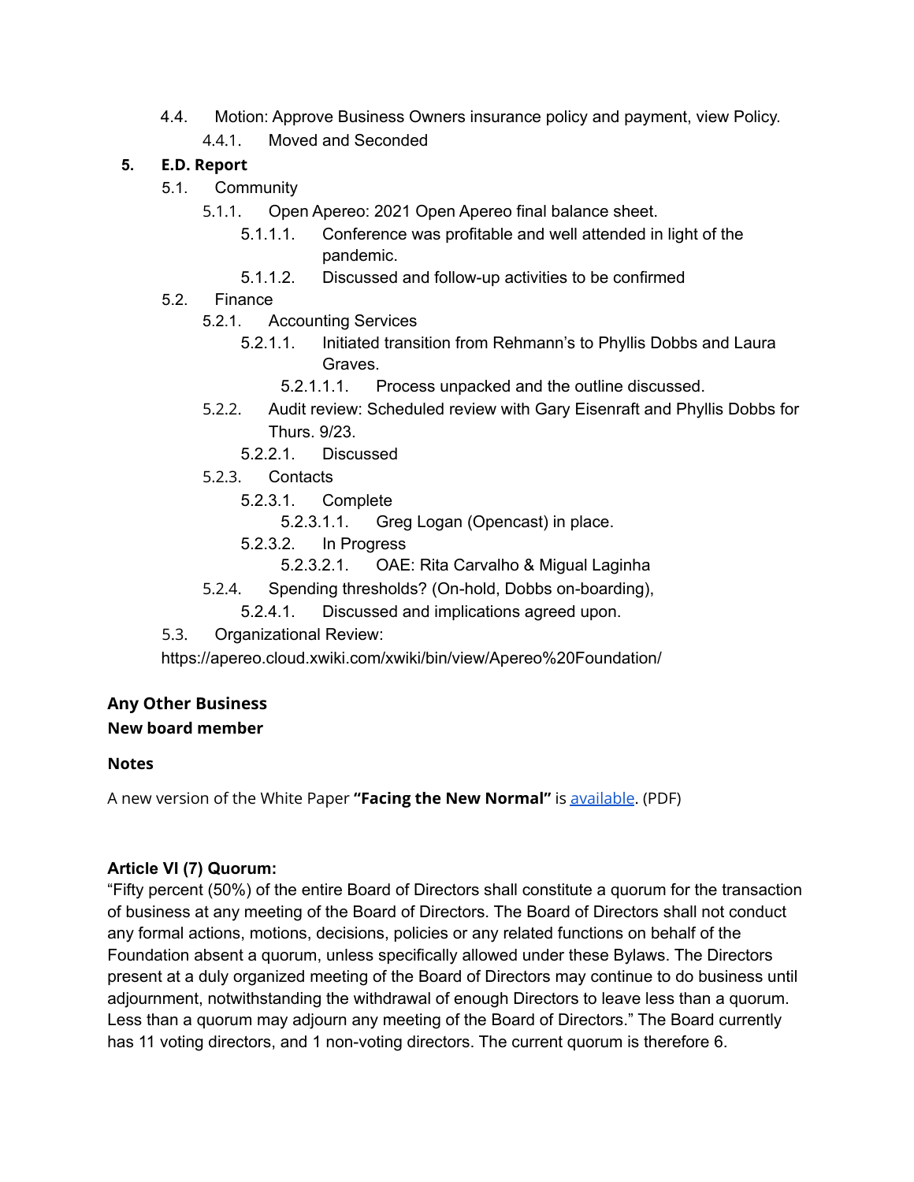- 4.4. Motion: Approve Business Owners insurance policy and payment, view Policy.
  - 4.4.1. Moved and Seconded

**5. E.D. Report**

- 5.1. Community
  - 5.1.1. Open Apereo: 2021 Open Apereo final balance sheet.
    - 5.1.1.1. Conference was profitable and well attended in light of the pandemic.
    - 5.1.1.2. Discussed and follow-up activities to be confirmed
- 5.2. Finance
  - 5.2.1. Accounting Services
    - 5.2.1.1. Initiated transition from Rehmann's to Phyllis Dobbs and Laura Graves.
      - 5.2.1.1.1. Process unpacked and the outline discussed.
  - 5.2.2. Audit review: Scheduled review with Gary Eisenraft and Phyllis Dobbs for Thurs. 9/23.
    - 5.2.2.1. Discussed
  - 5.2.3. Contacts
    - 5.2.3.1. Complete
      - 5.2.3.1.1. Greg Logan (Opencast) in place.
    - 5.2.3.2. In Progress
      - 5.2.3.2.1. OAE: Rita Carvalho & Migual Laginha
  - 5.2.4. Spending thresholds? (On-hold, Dobbs on-boarding),
    - 5.2.4.1. Discussed and implications agreed upon.
- 5.3. Organizational Review: https://apereo.cloud.xwiki.com/xwiki/bin/view/Apereo%20Foundation/

**Any Other Business**

**New board member**

**Notes**

A new version of the White Paper **"Facing the New Normal"** is available. (PDF)

**Article VI (7) Quorum:**

"Fifty percent (50%) of the entire Board of Directors shall constitute a quorum for the transaction of business at any meeting of the Board of Directors. The Board of Directors shall not conduct any formal actions, motions, decisions, policies or any related functions on behalf of the Foundation absent a quorum, unless specifically allowed under these Bylaws. The Directors present at a duly organized meeting of the Board of Directors may continue to do business until adjournment, notwithstanding the withdrawal of enough Directors to leave less than a quorum. Less than a quorum may adjourn any meeting of the Board of Directors." The Board currently has 11 voting directors, and 1 non-voting directors. The current quorum is therefore 6.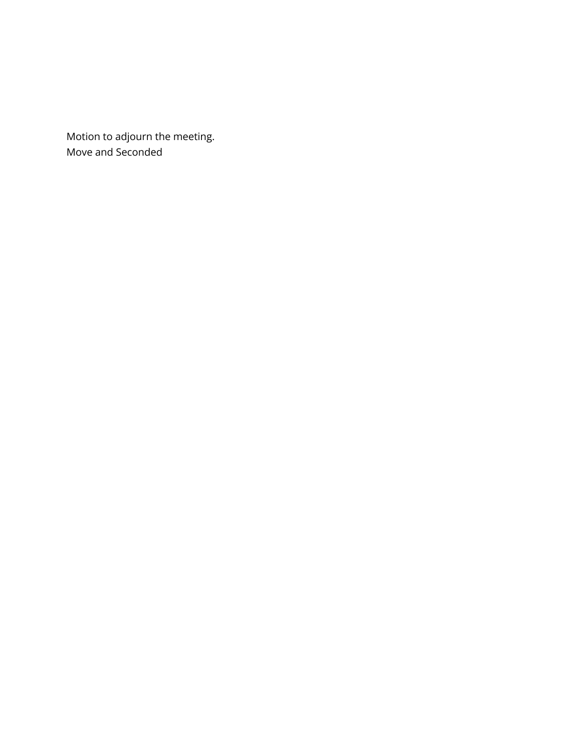Motion to adjourn the meeting.
Move and Seconded